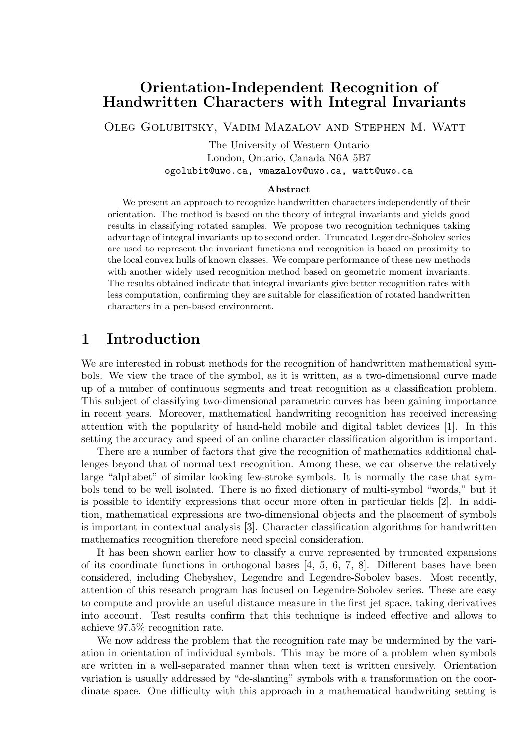# Orientation-Independent Recognition of Handwritten Characters with Integral Invariants

Oleg Golubitsky, Vadim Mazalov and Stephen M. Watt

The University of Western Ontario
London, Ontario, Canada N6A 5B7
ogolubit@uwo.ca, vmazalov@uwo.ca, watt@uwo.ca

### Abstract

We present an approach to recognize handwritten characters independently of their orientation. The method is based on the theory of integral invariants and yields good results in classifying rotated samples. We propose two recognition techniques taking advantage of integral invariants up to second order. Truncated Legendre-Sobolev series are used to represent the invariant functions and recognition is based on proximity to the local convex hulls of known classes. We compare performance of these new methods with another widely used recognition method based on geometric moment invariants. The results obtained indicate that integral invariants give better recognition rates with less computation, confirming they are suitable for classification of rotated handwritten characters in a pen-based environment.

## 1 Introduction

We are interested in robust methods for the recognition of handwritten mathematical symbols. We view the trace of the symbol, as it is written, as a two-dimensional curve made up of a number of continuous segments and treat recognition as a classification problem. This subject of classifying two-dimensional parametric curves has been gaining importance in recent years. Moreover, mathematical handwriting recognition has received increasing attention with the popularity of hand-held mobile and digital tablet devices [1]. In this setting the accuracy and speed of an online character classification algorithm is important.

There are a number of factors that give the recognition of mathematics additional challenges beyond that of normal text recognition. Among these, we can observe the relatively large "alphabet" of similar looking few-stroke symbols. It is normally the case that symbols tend to be well isolated. There is no fixed dictionary of multi-symbol "words," but it is possible to identify expressions that occur more often in particular fields [2]. In addition, mathematical expressions are two-dimensional objects and the placement of symbols is important in contextual analysis [3]. Character classification algorithms for handwritten mathematics recognition therefore need special consideration.

It has been shown earlier how to classify a curve represented by truncated expansions of its coordinate functions in orthogonal bases [4, 5, 6, 7, 8]. Different bases have been considered, including Chebyshev, Legendre and Legendre-Sobolev bases. Most recently, attention of this research program has focused on Legendre-Sobolev series. These are easy to compute and provide an useful distance measure in the first jet space, taking derivatives into account. Test results confirm that this technique is indeed effective and allows to achieve 97.5% recognition rate.

We now address the problem that the recognition rate may be undermined by the variation in orientation of individual symbols. This may be more of a problem when symbols are written in a well-separated manner than when text is written cursively. Orientation variation is usually addressed by "de-slanting" symbols with a transformation on the coordinate space. One difficulty with this approach in a mathematical handwriting setting is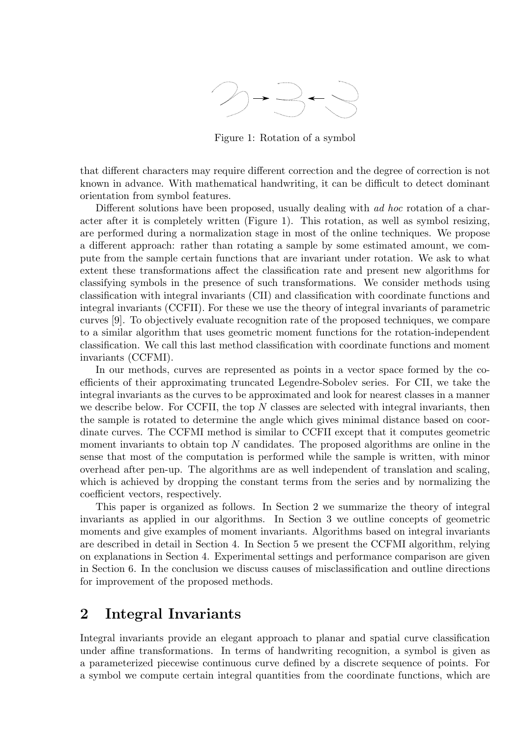Figure 1: Rotation of a symbol

that different characters may require different correction and the degree of correction is not known in advance. With mathematical handwriting, it can be difficult to detect dominant orientation from symbol features.

Different solutions have been proposed, usually dealing with *ad hoc* rotation of a character after it is completely written (Figure 1). This rotation, as well as symbol resizing, are performed during a normalization stage in most of the online techniques. We propose a different approach: rather than rotating a sample by some estimated amount, we compute from the sample certain functions that are invariant under rotation. We ask to what extent these transformations affect the classification rate and present new algorithms for classifying symbols in the presence of such transformations. We consider methods using classification with integral invariants (CII) and classification with coordinate functions and integral invariants (CCFII). For these we use the theory of integral invariants of parametric curves [9]. To objectively evaluate recognition rate of the proposed techniques, we compare to a similar algorithm that uses geometric moment functions for the rotation-independent classification. We call this last method classification with coordinate functions and moment invariants (CCFMI).

In our methods, curves are represented as points in a vector space formed by the coefficients of their approximating truncated Legendre-Sobolev series. For CII, we take the integral invariants as the curves to be approximated and look for nearest classes in a manner we describe below. For CCFII, the top $N$ classes are selected with integral invariants, then the sample is rotated to determine the angle which gives minimal distance based on coordinate curves. The CCFMI method is similar to CCFII except that it computes geometric moment invariants to obtain top $N$ candidates. The proposed algorithms are online in the sense that most of the computation is performed while the sample is written, with minor overhead after pen-up. The algorithms are as well independent of translation and scaling, which is achieved by dropping the constant terms from the series and by normalizing the coefficient vectors, respectively.

This paper is organized as follows. In Section 2 we summarize the theory of integral invariants as applied in our algorithms. In Section 3 we outline concepts of geometric moments and give examples of moment invariants. Algorithms based on integral invariants are described in detail in Section 4. In Section 5 we present the CCFMI algorithm, relying on explanations in Section 4. Experimental settings and performance comparison are given in Section 6. In the conclusion we discuss causes of misclassification and outline directions for improvement of the proposed methods.

## 2 Integral Invariants

Integral invariants provide an elegant approach to planar and spatial curve classification under affine transformations. In terms of handwriting recognition, a symbol is given as a parameterized piecewise continuous curve defined by a discrete sequence of points. For a symbol we compute certain integral quantities from the coordinate functions, which are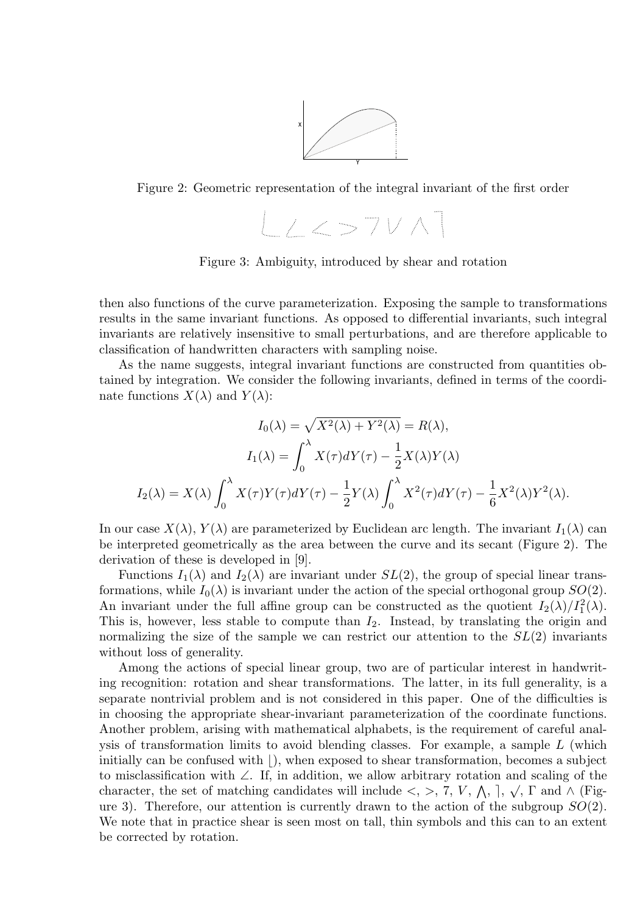Figure 2: Geometric representation of the integral invariant of the first order

Figure 3: Ambiguity, introduced by shear and rotation

then also functions of the curve parameterization. Exposing the sample to transformations results in the same invariant functions. As opposed to differential invariants, such integral invariants are relatively insensitive to small perturbations, and are therefore applicable to classification of handwritten characters with sampling noise.

As the name suggests, integral invariant functions are constructed from quantities obtained by integration. We consider the following invariants, defined in terms of the coordinate functions $X(\lambda)$ and $Y(\lambda)$:

$$I_0(\lambda) = \sqrt{X^2(\lambda) + Y^2(\lambda)} = R(\lambda),$$

$$I_1(\lambda) = \int_0^\lambda X(\tau)dY(\tau) - \frac{1}{2}X(\lambda)Y(\lambda)$$

$$I_2(\lambda) = X(\lambda)\int_0^\lambda X(\tau)Y(\tau)dY(\tau) - \frac{1}{2}Y(\lambda)\int_0^\lambda X^2(\tau)dY(\tau) - \frac{1}{6}X^2(\lambda)Y^2(\lambda).$$

In our case $X(\lambda)$, $Y(\lambda)$ are parameterized by Euclidean arc length. The invariant $I_1(\lambda)$ can be interpreted geometrically as the area between the curve and its secant (Figure 2). The derivation of these is developed in [9].

Functions $I_1(\lambda)$ and $I_2(\lambda)$ are invariant under $SL(2)$, the group of special linear transformations, while $I_0(\lambda)$ is invariant under the action of the special orthogonal group $SO(2)$. An invariant under the full affine group can be constructed as the quotient $I_2(\lambda)/I_1^2(\lambda)$. This is, however, less stable to compute than $I_2$. Instead, by translating the origin and normalizing the size of the sample we can restrict our attention to the $SL(2)$ invariants without loss of generality.

Among the actions of special linear group, two are of particular interest in handwriting recognition: rotation and shear transformations. The latter, in its full generality, is a separate nontrivial problem and is not considered in this paper. One of the difficulties is in choosing the appropriate shear-invariant parameterization of the coordinate functions. Another problem, arising with mathematical alphabets, is the requirement of careful analysis of transformation limits to avoid blending classes. For example, a sample $L$ (which initially can be confused with $\lfloor$), when exposed to shear transformation, becomes a subject to misclassification with $\angle$. If, in addition, we allow arbitrary rotation and scaling of the character, the set of matching candidates will include $<$, $>$, 7, $V$, $\bigwedge$, $\rceil$, $\sqrt{}$, $\Gamma$ and $\wedge$ (Figure 3). Therefore, our attention is currently drawn to the action of the subgroup $SO(2)$. We note that in practice shear is seen most on tall, thin symbols and this can to an extent be corrected by rotation.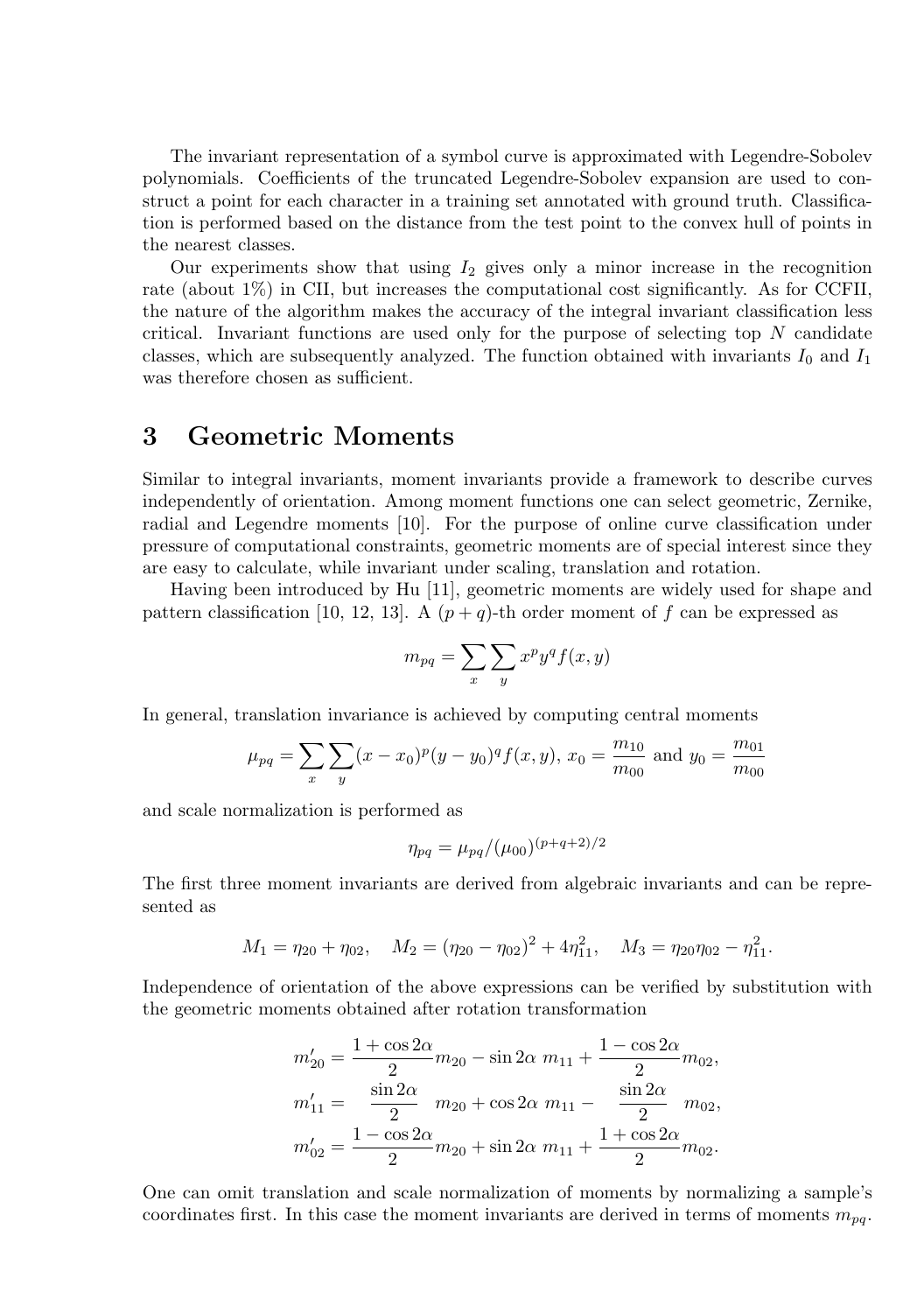The invariant representation of a symbol curve is approximated with Legendre-Sobolev polynomials. Coefficients of the truncated Legendre-Sobolev expansion are used to construct a point for each character in a training set annotated with ground truth. Classification is performed based on the distance from the test point to the convex hull of points in the nearest classes.

Our experiments show that using $I_2$ gives only a minor increase in the recognition rate (about 1%) in CII, but increases the computational cost significantly. As for CCFII, the nature of the algorithm makes the accuracy of the integral invariant classification less critical. Invariant functions are used only for the purpose of selecting top $N$ candidate classes, which are subsequently analyzed. The function obtained with invariants $I_0$ and $I_1$ was therefore chosen as sufficient.

# 3 Geometric Moments

Similar to integral invariants, moment invariants provide a framework to describe curves independently of orientation. Among moment functions one can select geometric, Zernike, radial and Legendre moments [10]. For the purpose of online curve classification under pressure of computational constraints, geometric moments are of special interest since they are easy to calculate, while invariant under scaling, translation and rotation.

Having been introduced by Hu [11], geometric moments are widely used for shape and pattern classification [10, 12, 13]. A $(p+q)$-th order moment of $f$ can be expressed as

$$m_{pq} = \sum_x \sum_y x^p y^q f(x, y)$$

In general, translation invariance is achieved by computing central moments

$$\mu_{pq} = \sum_x \sum_y (x - x_0)^p (y - y_0)^q f(x, y),\ x_0 = \frac{m_{10}}{m_{00}} \text{ and } y_0 = \frac{m_{01}}{m_{00}}$$

and scale normalization is performed as

$$\eta_{pq} = \mu_{pq} / (\mu_{00})^{(p+q+2)/2}$$

The first three moment invariants are derived from algebraic invariants and can be represented as

$$M_1 = \eta_{20} + \eta_{02}, \quad M_2 = (\eta_{20} - \eta_{02})^2 + 4\eta_{11}^2, \quad M_3 = \eta_{20}\eta_{02} - \eta_{11}^2.$$

Independence of orientation of the above expressions can be verified by substitution with the geometric moments obtained after rotation transformation

$$\begin{aligned}
m'_{20} &= \frac{1+\cos 2\alpha}{2} m_{20} - \sin 2\alpha \; m_{11} + \frac{1-\cos 2\alpha}{2} m_{02}, \\
m'_{11} &= \quad \frac{\sin 2\alpha}{2} \quad m_{20} + \cos 2\alpha \; m_{11} - \quad \frac{\sin 2\alpha}{2} \quad m_{02}, \\
m'_{02} &= \frac{1-\cos 2\alpha}{2} m_{20} + \sin 2\alpha \; m_{11} + \frac{1+\cos 2\alpha}{2} m_{02}.
\end{aligned}$$

One can omit translation and scale normalization of moments by normalizing a sample's coordinates first. In this case the moment invariants are derived in terms of moments $m_{pq}$.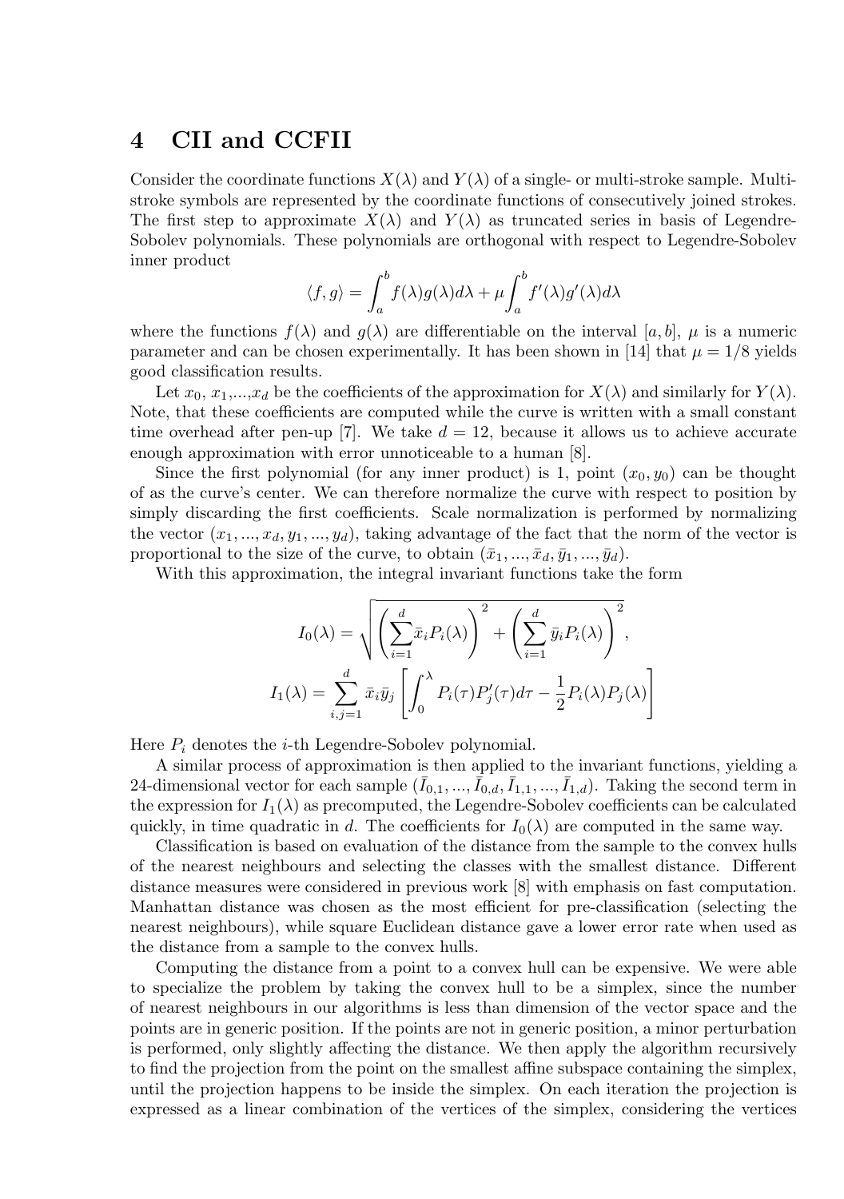## 4 CII and CCFII

Consider the coordinate functions $X(\lambda)$ and $Y(\lambda)$ of a single- or multi-stroke sample. Multi-stroke symbols are represented by the coordinate functions of consecutively joined strokes. The first step to approximate $X(\lambda)$ and $Y(\lambda)$ as truncated series in basis of Legendre-Sobolev polynomials. These polynomials are orthogonal with respect to Legendre-Sobolev inner product

$$\langle f, g \rangle = \int_a^b f(\lambda)g(\lambda)d\lambda + \mu \int_a^b f'(\lambda)g'(\lambda)d\lambda$$

where the functions $f(\lambda)$ and $g(\lambda)$ are differentiable on the interval $[a, b]$, $\mu$ is a numeric parameter and can be chosen experimentally. It has been shown in [14] that $\mu = 1/8$ yields good classification results.

Let $x_0$, $x_1$,...,$x_d$ be the coefficients of the approximation for $X(\lambda)$ and similarly for $Y(\lambda)$. Note, that these coefficients are computed while the curve is written with a small constant time overhead after pen-up [7]. We take $d = 12$, because it allows us to achieve accurate enough approximation with error unnoticeable to a human [8].

Since the first polynomial (for any inner product) is 1, point $(x_0, y_0)$ can be thought of as the curve's center. We can therefore normalize the curve with respect to position by simply discarding the first coefficients. Scale normalization is performed by normalizing the vector $(x_1, ..., x_d, y_1, ..., y_d)$, taking advantage of the fact that the norm of the vector is proportional to the size of the curve, to obtain $(\bar{x}_1, ..., \bar{x}_d, \bar{y}_1, ..., \bar{y}_d)$.

With this approximation, the integral invariant functions take the form

$$I_0(\lambda) = \sqrt{\left(\sum_{i=1}^{d} \bar{x}_i P_i(\lambda)\right)^2 + \left(\sum_{i=1}^{d} \bar{y}_i P_i(\lambda)\right)^2},$$

$$I_1(\lambda) = \sum_{i,j=1}^{d} \bar{x}_i \bar{y}_j \left[\int_0^\lambda P_i(\tau)P_j'(\tau)d\tau - \frac{1}{2}P_i(\lambda)P_j(\lambda)\right]$$

Here $P_i$ denotes the $i$-th Legendre-Sobolev polynomial.

A similar process of approximation is then applied to the invariant functions, yielding a 24-dimensional vector for each sample $(\bar{I}_{0,1}, ..., \bar{I}_{0,d}, \bar{I}_{1,1}, ..., \bar{I}_{1,d})$. Taking the second term in the expression for $I_1(\lambda)$ as precomputed, the Legendre-Sobolev coefficients can be calculated quickly, in time quadratic in $d$. The coefficients for $I_0(\lambda)$ are computed in the same way.

Classification is based on evaluation of the distance from the sample to the convex hulls of the nearest neighbours and selecting the classes with the smallest distance. Different distance measures were considered in previous work [8] with emphasis on fast computation. Manhattan distance was chosen as the most efficient for pre-classification (selecting the nearest neighbours), while square Euclidean distance gave a lower error rate when used as the distance from a sample to the convex hulls.

Computing the distance from a point to a convex hull can be expensive. We were able to specialize the problem by taking the convex hull to be a simplex, since the number of nearest neighbours in our algorithms is less than dimension of the vector space and the points are in generic position. If the points are not in generic position, a minor perturbation is performed, only slightly affecting the distance. We then apply the algorithm recursively to find the projection from the point on the smallest affine subspace containing the simplex, until the projection happens to be inside the simplex. On each iteration the projection is expressed as a linear combination of the vertices of the simplex, considering the vertices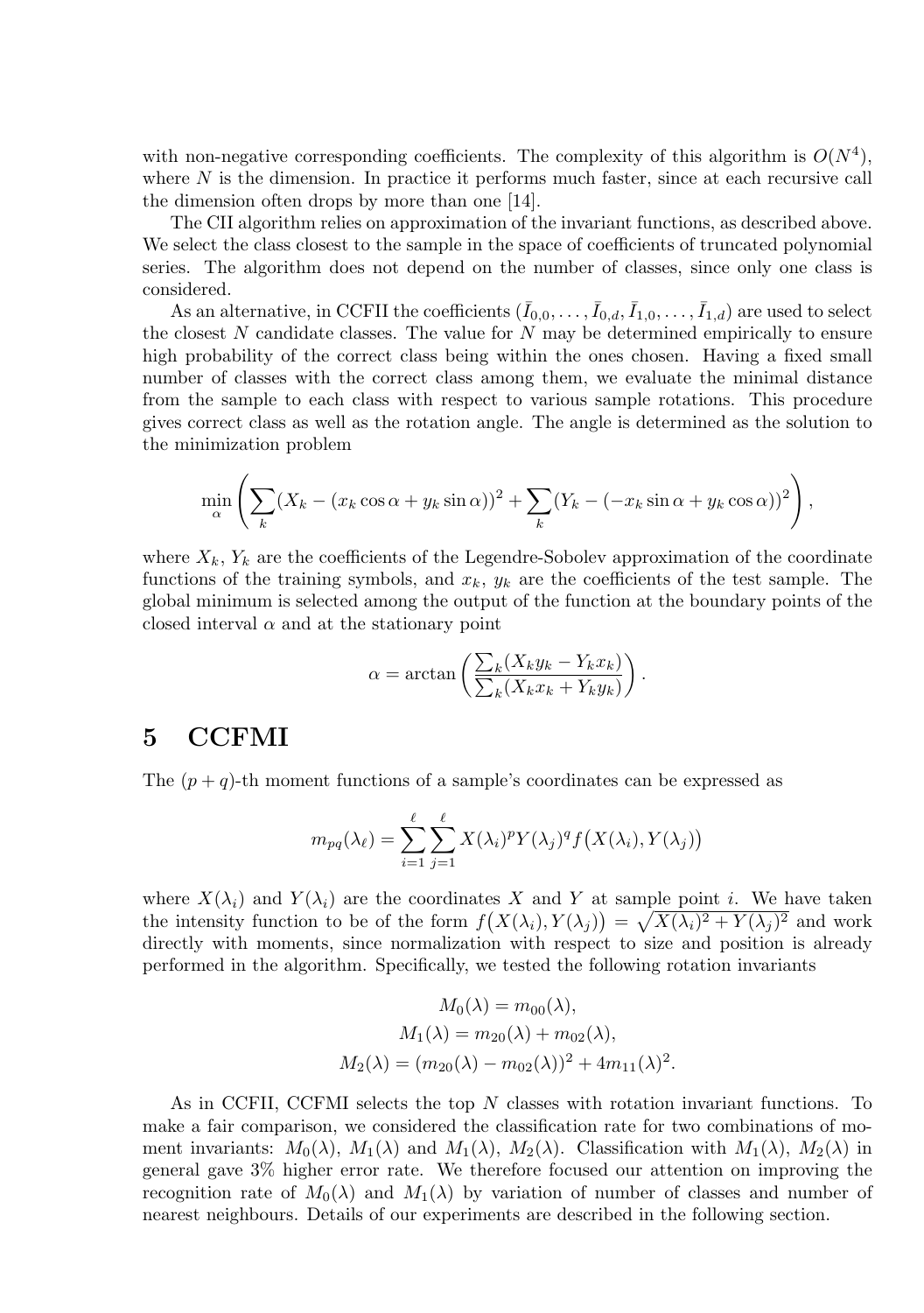with non-negative corresponding coefficients. The complexity of this algorithm is $O(N^4)$, where $N$ is the dimension. In practice it performs much faster, since at each recursive call the dimension often drops by more than one [14].

The CII algorithm relies on approximation of the invariant functions, as described above. We select the class closest to the sample in the space of coefficients of truncated polynomial series. The algorithm does not depend on the number of classes, since only one class is considered.

As an alternative, in CCFII the coefficients $(\bar{I}_{0,0}, \ldots, \bar{I}_{0,d}, \bar{I}_{1,0}, \ldots, \bar{I}_{1,d})$ are used to select the closest $N$ candidate classes. The value for $N$ may be determined empirically to ensure high probability of the correct class being within the ones chosen. Having a fixed small number of classes with the correct class among them, we evaluate the minimal distance from the sample to each class with respect to various sample rotations. This procedure gives correct class as well as the rotation angle. The angle is determined as the solution to the minimization problem

$$\min_{\alpha} \left( \sum_k (X_k - (x_k \cos\alpha + y_k \sin\alpha))^2 + \sum_k (Y_k - (-x_k \sin\alpha + y_k \cos\alpha))^2 \right),$$

where $X_k$, $Y_k$ are the coefficients of the Legendre-Sobolev approximation of the coordinate functions of the training symbols, and $x_k$, $y_k$ are the coefficients of the test sample. The global minimum is selected among the output of the function at the boundary points of the closed interval $\alpha$ and at the stationary point

$$\alpha = \arctan\left( \frac{\sum_k (X_k y_k - Y_k x_k)}{\sum_k (X_k x_k + Y_k y_k)} \right).$$

# 5 CCFMI

The $(p+q)$-th moment functions of a sample's coordinates can be expressed as

$$m_{pq}(\lambda_\ell) = \sum_{i=1}^{\ell} \sum_{j=1}^{\ell} X(\lambda_i)^p Y(\lambda_j)^q f\big(X(\lambda_i), Y(\lambda_j)\big)$$

where $X(\lambda_i)$ and $Y(\lambda_i)$ are the coordinates $X$ and $Y$ at sample point $i$. We have taken the intensity function to be of the form $f\big(X(\lambda_i), Y(\lambda_j)\big) = \sqrt{X(\lambda_i)^2 + Y(\lambda_j)^2}$ and work directly with moments, since normalization with respect to size and position is already performed in the algorithm. Specifically, we tested the following rotation invariants

$$\begin{aligned} M_0(\lambda) &= m_{00}(\lambda), \\ M_1(\lambda) &= m_{20}(\lambda) + m_{02}(\lambda), \\ M_2(\lambda) &= (m_{20}(\lambda) - m_{02}(\lambda))^2 + 4m_{11}(\lambda)^2. \end{aligned}$$

As in CCFII, CCFMI selects the top $N$ classes with rotation invariant functions. To make a fair comparison, we considered the classification rate for two combinations of moment invariants: $M_0(\lambda)$, $M_1(\lambda)$ and $M_1(\lambda)$, $M_2(\lambda)$. Classification with $M_1(\lambda)$, $M_2(\lambda)$ in general gave 3% higher error rate. We therefore focused our attention on improving the recognition rate of $M_0(\lambda)$ and $M_1(\lambda)$ by variation of number of classes and number of nearest neighbours. Details of our experiments are described in the following section.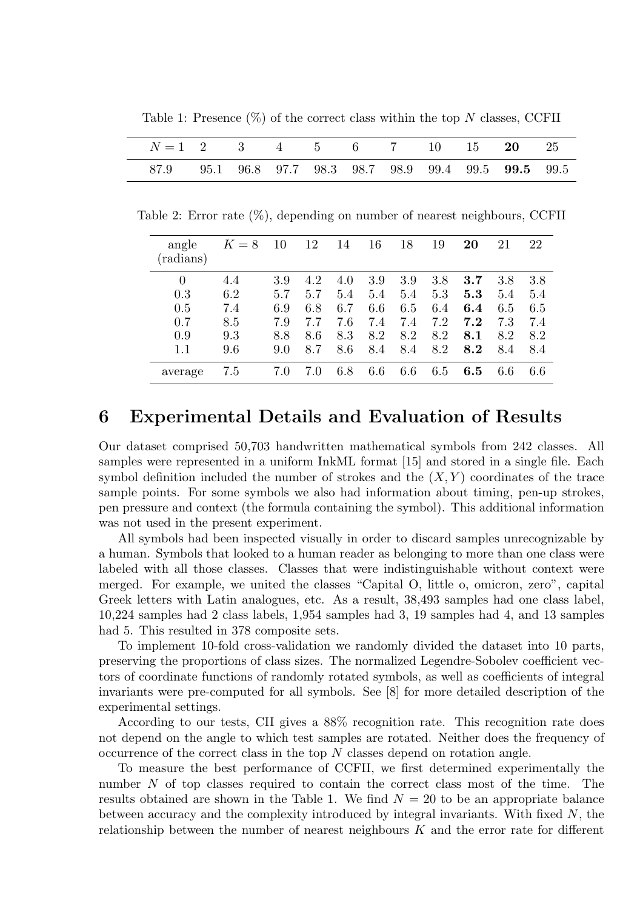Table 1: Presence (%) of the correct class within the top $N$ classes, CCFII

| $N=1$ | 2 | 3 | 4 | 5 | 6 | 7 | 10 | 15 | **20** | 25 |
|---|---|---|---|---|---|---|---|---|---|---|
| 87.9 | 95.1 | 96.8 | 97.7 | 98.3 | 98.7 | 98.9 | 99.4 | 99.5 | **99.5** | 99.5 |

Table 2: Error rate (%), depending on number of nearest neighbours, CCFII

| angle (radians) | $K=8$ | 10 | 12 | 14 | 16 | 18 | 19 | **20** | 21 | 22 |
|---|---|---|---|---|---|---|---|---|---|---|
| 0 | 4.4 | 3.9 | 4.2 | 4.0 | 3.9 | 3.9 | 3.8 | **3.7** | 3.8 | 3.8 |
| 0.3 | 6.2 | 5.7 | 5.7 | 5.4 | 5.4 | 5.4 | 5.3 | **5.3** | 5.4 | 5.4 |
| 0.5 | 7.4 | 6.9 | 6.8 | 6.7 | 6.6 | 6.5 | 6.4 | **6.4** | 6.5 | 6.5 |
| 0.7 | 8.5 | 7.9 | 7.7 | 7.6 | 7.4 | 7.4 | 7.2 | **7.2** | 7.3 | 7.4 |
| 0.9 | 9.3 | 8.8 | 8.6 | 8.3 | 8.2 | 8.2 | 8.2 | **8.1** | 8.2 | 8.2 |
| 1.1 | 9.6 | 9.0 | 8.7 | 8.6 | 8.4 | 8.4 | 8.2 | **8.2** | 8.4 | 8.4 |
| average | 7.5 | 7.0 | 7.0 | 6.8 | 6.6 | 6.6 | 6.5 | **6.5** | 6.6 | 6.6 |

# 6 Experimental Details and Evaluation of Results

Our dataset comprised 50,703 handwritten mathematical symbols from 242 classes. All samples were represented in a uniform InkML format [15] and stored in a single file. Each symbol definition included the number of strokes and the $(X, Y)$ coordinates of the trace sample points. For some symbols we also had information about timing, pen-up strokes, pen pressure and context (the formula containing the symbol). This additional information was not used in the present experiment.

All symbols had been inspected visually in order to discard samples unrecognizable by a human. Symbols that looked to a human reader as belonging to more than one class were labeled with all those classes. Classes that were indistinguishable without context were merged. For example, we united the classes "Capital O, little o, omicron, zero", capital Greek letters with Latin analogues, etc. As a result, 38,493 samples had one class label, 10,224 samples had 2 class labels, 1,954 samples had 3, 19 samples had 4, and 13 samples had 5. This resulted in 378 composite sets.

To implement 10-fold cross-validation we randomly divided the dataset into 10 parts, preserving the proportions of class sizes. The normalized Legendre-Sobolev coefficient vectors of coordinate functions of randomly rotated symbols, as well as coefficients of integral invariants were pre-computed for all symbols. See [8] for more detailed description of the experimental settings.

According to our tests, CII gives a 88% recognition rate. This recognition rate does not depend on the angle to which test samples are rotated. Neither does the frequency of occurrence of the correct class in the top $N$ classes depend on rotation angle.

To measure the best performance of CCFII, we first determined experimentally the number $N$ of top classes required to contain the correct class most of the time. The results obtained are shown in the Table 1. We find $N = 20$ to be an appropriate balance between accuracy and the complexity introduced by integral invariants. With fixed $N$, the relationship between the number of nearest neighbours $K$ and the error rate for different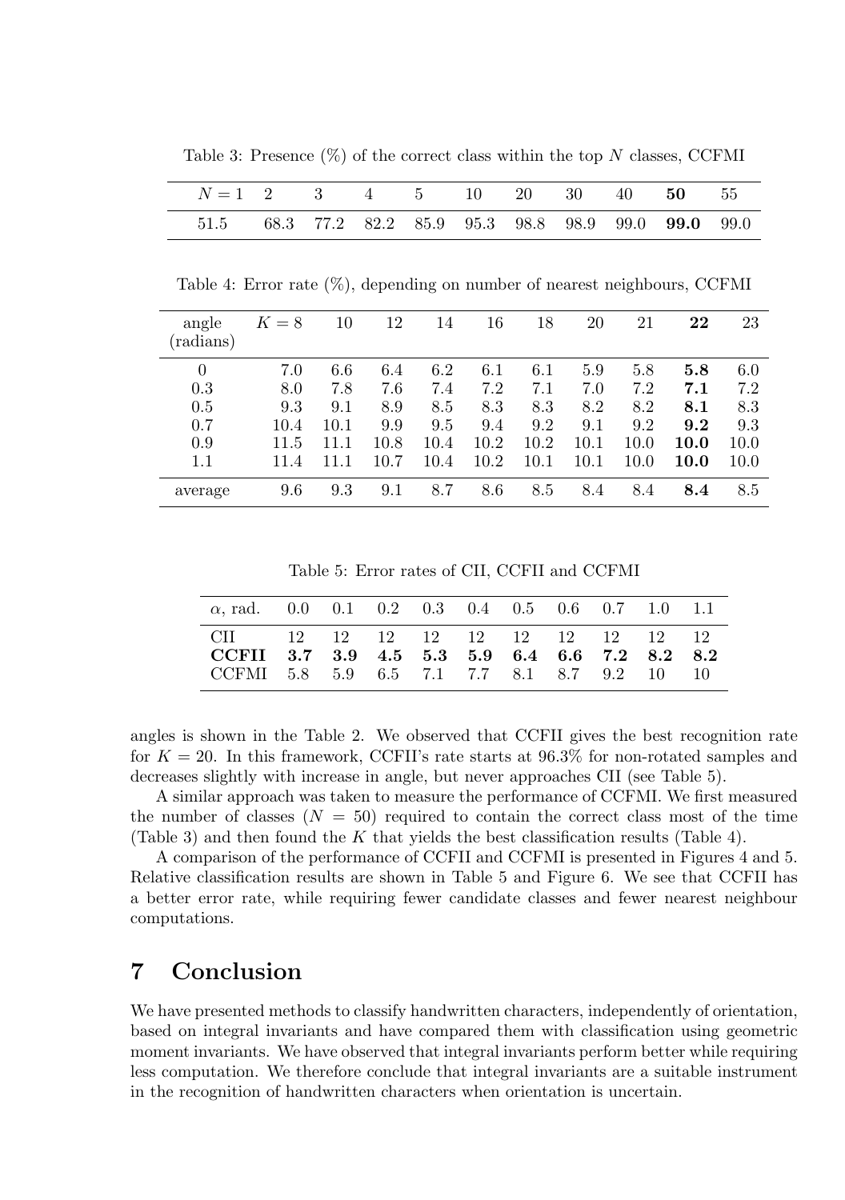Table 3: Presence (%) of the correct class within the top $N$ classes, CCFMI

| $N=1$ | 2 | 3 | 4 | 5 | 10 | 20 | 30 | 40 | **50** | 55 |
|---|---|---|---|---|---|---|---|---|---|---|
| 51.5 | 68.3 | 77.2 | 82.2 | 85.9 | 95.3 | 98.8 | 98.9 | 99.0 | **99.0** | 99.0 |

Table 4: Error rate (%), depending on number of nearest neighbours, CCFMI

| angle (radians) | $K=8$ | 10 | 12 | 14 | 16 | 18 | 20 | 21 | **22** | 23 |
|---|---|---|---|---|---|---|---|---|---|---|
| 0 | 7.0 | 6.6 | 6.4 | 6.2 | 6.1 | 6.1 | 5.9 | 5.8 | **5.8** | 6.0 |
| 0.3 | 8.0 | 7.8 | 7.6 | 7.4 | 7.2 | 7.1 | 7.0 | 7.2 | **7.1** | 7.2 |
| 0.5 | 9.3 | 9.1 | 8.9 | 8.5 | 8.3 | 8.3 | 8.2 | 8.2 | **8.1** | 8.3 |
| 0.7 | 10.4 | 10.1 | 9.9 | 9.5 | 9.4 | 9.2 | 9.1 | 9.2 | **9.2** | 9.3 |
| 0.9 | 11.5 | 11.1 | 10.8 | 10.4 | 10.2 | 10.2 | 10.1 | 10.0 | **10.0** | 10.0 |
| 1.1 | 11.4 | 11.1 | 10.7 | 10.4 | 10.2 | 10.1 | 10.1 | 10.0 | **10.0** | 10.0 |
| average | 9.6 | 9.3 | 9.1 | 8.7 | 8.6 | 8.5 | 8.4 | 8.4 | **8.4** | 8.5 |

Table 5: Error rates of CII, CCFII and CCFMI

| $\alpha$, rad. | 0.0 | 0.1 | 0.2 | 0.3 | 0.4 | 0.5 | 0.6 | 0.7 | 1.0 | 1.1 |
|---|---|---|---|---|---|---|---|---|---|---|
| CII | 12 | 12 | 12 | 12 | 12 | 12 | 12 | 12 | 12 | 12 |
| **CCFII** | **3.7** | **3.9** | **4.5** | **5.3** | **5.9** | **6.4** | **6.6** | **7.2** | **8.2** | **8.2** |
| CCFMI | 5.8 | 5.9 | 6.5 | 7.1 | 7.7 | 8.1 | 8.7 | 9.2 | 10 | 10 |

angles is shown in the Table 2. We observed that CCFII gives the best recognition rate for $K = 20$. In this framework, CCFII's rate starts at 96.3% for non-rotated samples and decreases slightly with increase in angle, but never approaches CII (see Table 5).

A similar approach was taken to measure the performance of CCFMI. We first measured the number of classes ($N = 50$) required to contain the correct class most of the time (Table 3) and then found the $K$ that yields the best classification results (Table 4).

A comparison of the performance of CCFII and CCFMI is presented in Figures 4 and 5. Relative classification results are shown in Table 5 and Figure 6. We see that CCFII has a better error rate, while requiring fewer candidate classes and fewer nearest neighbour computations.

## 7 Conclusion

We have presented methods to classify handwritten characters, independently of orientation, based on integral invariants and have compared them with classification using geometric moment invariants. We have observed that integral invariants perform better while requiring less computation. We therefore conclude that integral invariants are a suitable instrument in the recognition of handwritten characters when orientation is uncertain.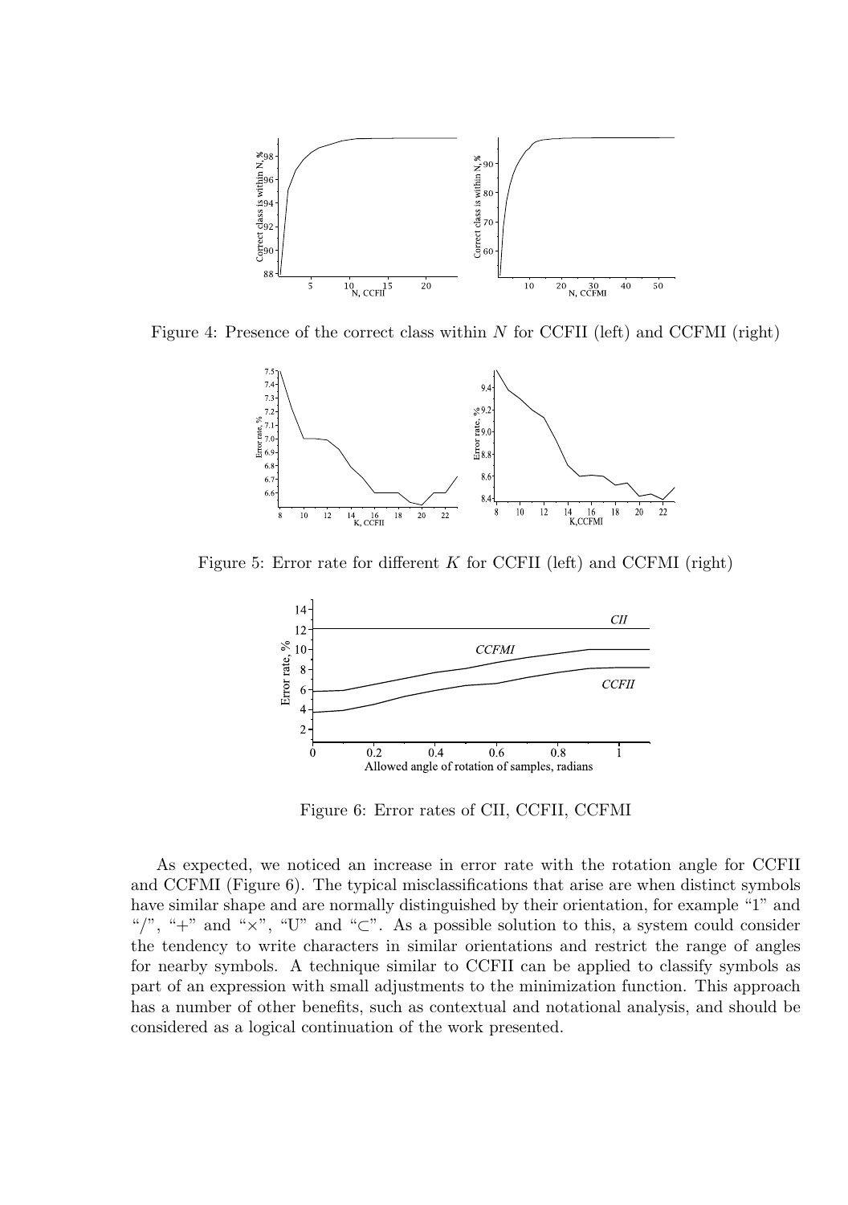Figure 4: Presence of the correct class within $N$ for CCFII (left) and CCFMI (right)

Figure 5: Error rate for different $K$ for CCFII (left) and CCFMI (right)

Figure 6: Error rates of CII, CCFII, CCFMI

As expected, we noticed an increase in error rate with the rotation angle for CCFII and CCFMI (Figure 6). The typical misclassifications that arise are when distinct symbols have similar shape and are normally distinguished by their orientation, for example "1" and "/", "+" and "×", "U" and "⊂". As a possible solution to this, a system could consider the tendency to write characters in similar orientations and restrict the range of angles for nearby symbols. A technique similar to CCFII can be applied to classify symbols as part of an expression with small adjustments to the minimization function. This approach has a number of other benefits, such as contextual and notational analysis, and should be considered as a logical continuation of the work presented.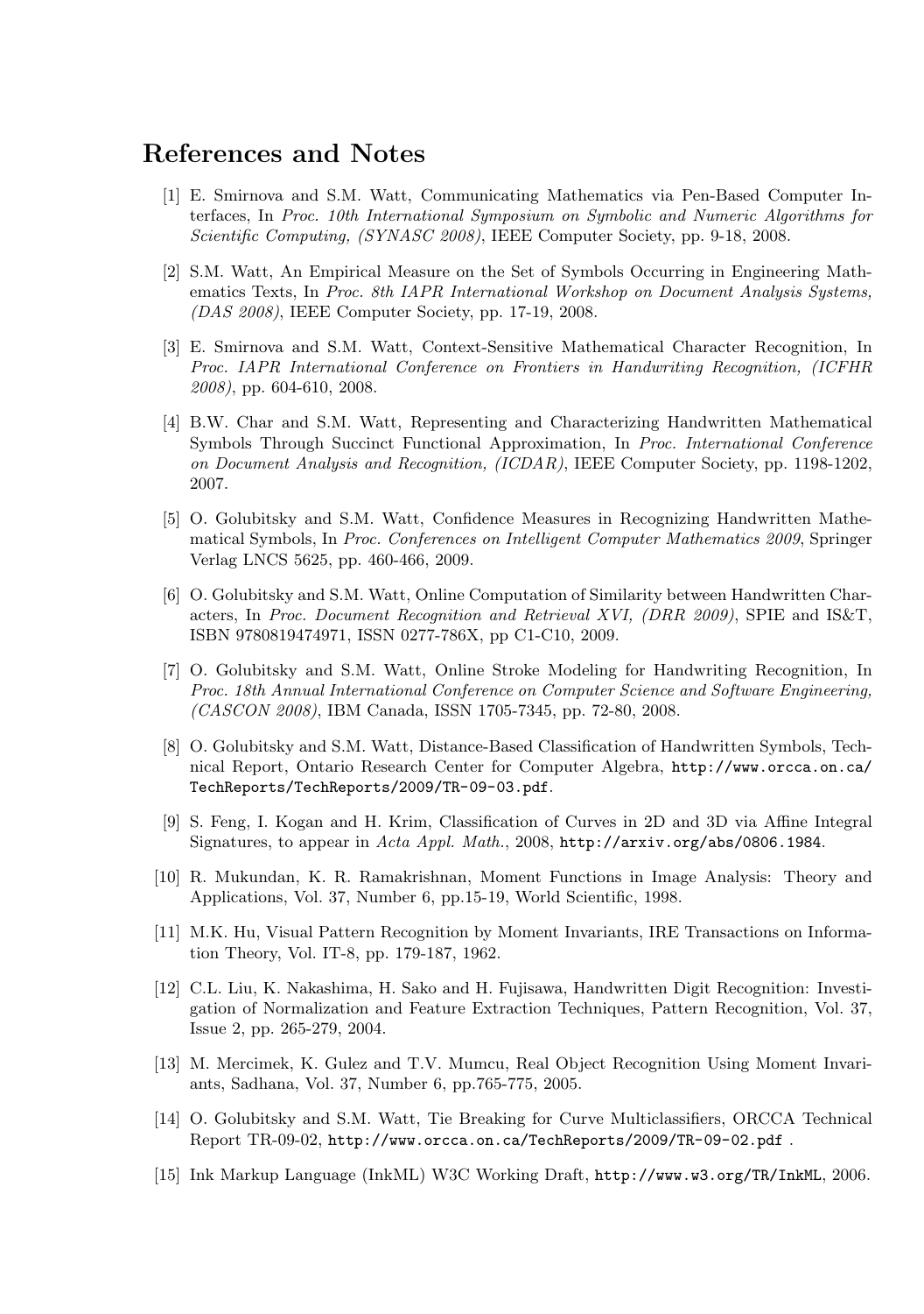## References and Notes

[1] E. Smirnova and S.M. Watt, Communicating Mathematics via Pen-Based Computer Interfaces, In *Proc. 10th International Symposium on Symbolic and Numeric Algorithms for Scientific Computing, (SYNASC 2008)*, IEEE Computer Society, pp. 9-18, 2008.

[2] S.M. Watt, An Empirical Measure on the Set of Symbols Occurring in Engineering Mathematics Texts, In *Proc. 8th IAPR International Workshop on Document Analysis Systems, (DAS 2008)*, IEEE Computer Society, pp. 17-19, 2008.

[3] E. Smirnova and S.M. Watt, Context-Sensitive Mathematical Character Recognition, In *Proc. IAPR International Conference on Frontiers in Handwriting Recognition, (ICFHR 2008)*, pp. 604-610, 2008.

[4] B.W. Char and S.M. Watt, Representing and Characterizing Handwritten Mathematical Symbols Through Succinct Functional Approximation, In *Proc. International Conference on Document Analysis and Recognition, (ICDAR)*, IEEE Computer Society, pp. 1198-1202, 2007.

[5] O. Golubitsky and S.M. Watt, Confidence Measures in Recognizing Handwritten Mathematical Symbols, In *Proc. Conferences on Intelligent Computer Mathematics 2009*, Springer Verlag LNCS 5625, pp. 460-466, 2009.

[6] O. Golubitsky and S.M. Watt, Online Computation of Similarity between Handwritten Characters, In *Proc. Document Recognition and Retrieval XVI, (DRR 2009)*, SPIE and IS&T, ISBN 9780819474971, ISSN 0277-786X, pp C1-C10, 2009.

[7] O. Golubitsky and S.M. Watt, Online Stroke Modeling for Handwriting Recognition, In *Proc. 18th Annual International Conference on Computer Science and Software Engineering, (CASCON 2008)*, IBM Canada, ISSN 1705-7345, pp. 72-80, 2008.

[8] O. Golubitsky and S.M. Watt, Distance-Based Classification of Handwritten Symbols, Technical Report, Ontario Research Center for Computer Algebra, `http://www.orcca.on.ca/TechReports/TechReports/2009/TR-09-03.pdf`.

[9] S. Feng, I. Kogan and H. Krim, Classification of Curves in 2D and 3D via Affine Integral Signatures, to appear in *Acta Appl. Math.*, 2008, `http://arxiv.org/abs/0806.1984`.

[10] R. Mukundan, K. R. Ramakrishnan, Moment Functions in Image Analysis: Theory and Applications, Vol. 37, Number 6, pp.15-19, World Scientific, 1998.

[11] M.K. Hu, Visual Pattern Recognition by Moment Invariants, IRE Transactions on Information Theory, Vol. IT-8, pp. 179-187, 1962.

[12] C.L. Liu, K. Nakashima, H. Sako and H. Fujisawa, Handwritten Digit Recognition: Investigation of Normalization and Feature Extraction Techniques, Pattern Recognition, Vol. 37, Issue 2, pp. 265-279, 2004.

[13] M. Mercimek, K. Gulez and T.V. Mumcu, Real Object Recognition Using Moment Invariants, Sadhana, Vol. 37, Number 6, pp.765-775, 2005.

[14] O. Golubitsky and S.M. Watt, Tie Breaking for Curve Multiclassifiers, ORCCA Technical Report TR-09-02, `http://www.orcca.on.ca/TechReports/2009/TR-09-02.pdf` .

[15] Ink Markup Language (InkML) W3C Working Draft, `http://www.w3.org/TR/InkML`, 2006.